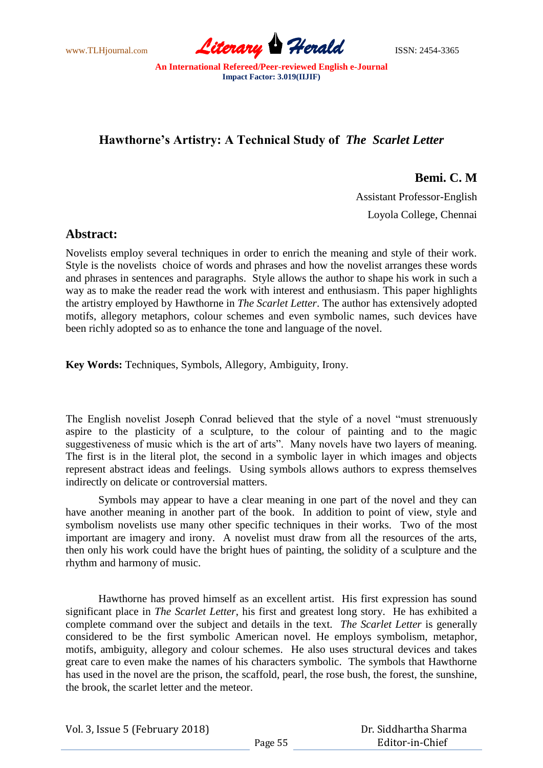# Hawthorne's Artistry: A Technical Study of *The Scarlet Letter*

**Bemi. C. M**

Assistant Professor-English

Loyola College, Chennai

## Abstract:

Novelists employ several techniques in order to enrich the meaning and style of their work. Style is the novelists choice of words and phrases and how the novelist arranges these words and phrases in sentences and paragraphs. Style allows the author to shape his work in such a way as to make the reader read the work with interest and enthusiasm. This paper highlights the artistry employed by Hawthorne in *The Scarlet Letter*. The author has extensively adopted motifs, allegory metaphors, colour schemes and even symbolic names, such devices have been richly adopted so as to enhance the tone and language of the novel.

**Key Words:** Techniques, Symbols, Allegory, Ambiguity, Irony.

The English novelist Joseph Conrad believed that the style of a novel "must strenuously aspire to the plasticity of a sculpture, to the colour of painting and to the magic suggestiveness of music which is the art of arts". Many novels have two layers of meaning. The first is in the literal plot, the second in a symbolic layer in which images and objects represent abstract ideas and feelings. Using symbols allows authors to express themselves indirectly on delicate or controversial matters.

Symbols may appear to have a clear meaning in one part of the novel and they can have another meaning in another part of the book. In addition to point of view, style and symbolism novelists use many other specific techniques in their works. Two of the most important are imagery and irony. A novelist must draw from all the resources of the arts, then only his work could have the bright hues of painting, the solidity of a sculpture and the rhythm and harmony of music.

Hawthorne has proved himself as an excellent artist. His first expression has sound significant place in *The Scarlet Letter*, his first and greatest long story. He has exhibited a complete command over the subject and details in the text. *The Scarlet Letter* is generally considered to be the first symbolic American novel. He employs symbolism, metaphor, motifs, ambiguity, allegory and colour schemes. He also uses structural devices and takes great care to even make the names of his characters symbolic. The symbols that Hawthorne has used in the novel are the prison, the scaffold, pearl, the rose bush, the forest, the sunshine, the brook, the scarlet letter and the meteor.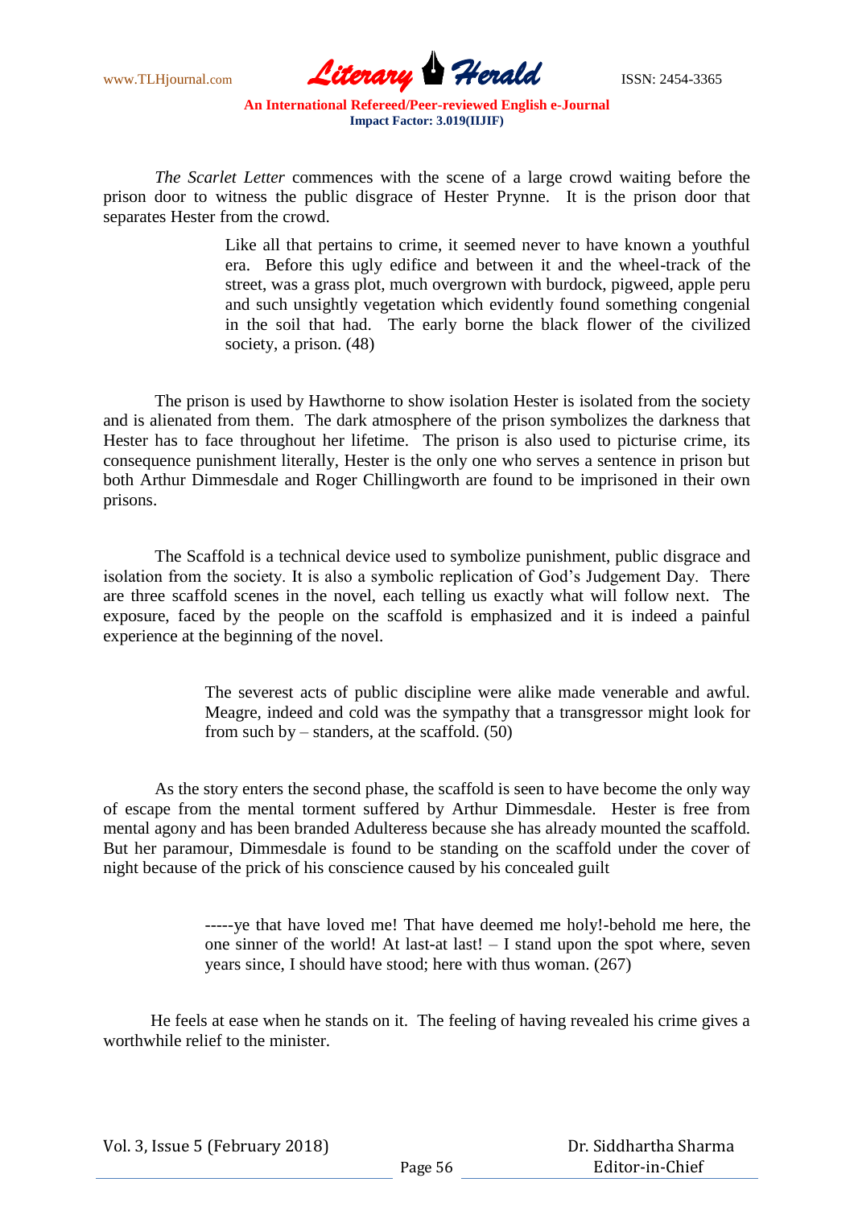*The Scarlet Letter* commences with the scene of a large crowd waiting before the prison door to witness the public disgrace of Hester Prynne. It is the prison door that separates Hester from the crowd.

> Like all that pertains to crime, it seemed never to have known a youthful era. Before this ugly edifice and between it and the wheel-track of the street, was a grass plot, much overgrown with burdock, pigweed, apple peru and such unsightly vegetation which evidently found something congenial in the soil that had. The early borne the black flower of the civilized society, a prison. (48)

The prison is used by Hawthorne to show isolation Hester is isolated from the society and is alienated from them. The dark atmosphere of the prison symbolizes the darkness that Hester has to face throughout her lifetime. The prison is also used to picturise crime, its consequence punishment literally, Hester is the only one who serves a sentence in prison but both Arthur Dimmesdale and Roger Chillingworth are found to be imprisoned in their own prisons.

The Scaffold is a technical device used to symbolize punishment, public disgrace and isolation from the society. It is also a symbolic replication of God's Judgement Day. There are three scaffold scenes in the novel, each telling us exactly what will follow next. The exposure, faced by the people on the scaffold is emphasized and it is indeed a painful experience at the beginning of the novel.

> The severest acts of public discipline were alike made venerable and awful. Meagre, indeed and cold was the sympathy that a transgressor might look for from such by – standers, at the scaffold. (50)

As the story enters the second phase, the scaffold is seen to have become the only way of escape from the mental torment suffered by Arthur Dimmesdale. Hester is free from mental agony and has been branded Adulteress because she has already mounted the scaffold. But her paramour, Dimmesdale is found to be standing on the scaffold under the cover of night because of the prick of his conscience caused by his concealed guilt

> -----ye that have loved me! That have deemed me holy!-behold me here, the one sinner of the world! At last-at last! – I stand upon the spot where, seven years since, I should have stood; here with thus woman. (267)

He feels at ease when he stands on it. The feeling of having revealed his crime gives a worthwhile relief to the minister.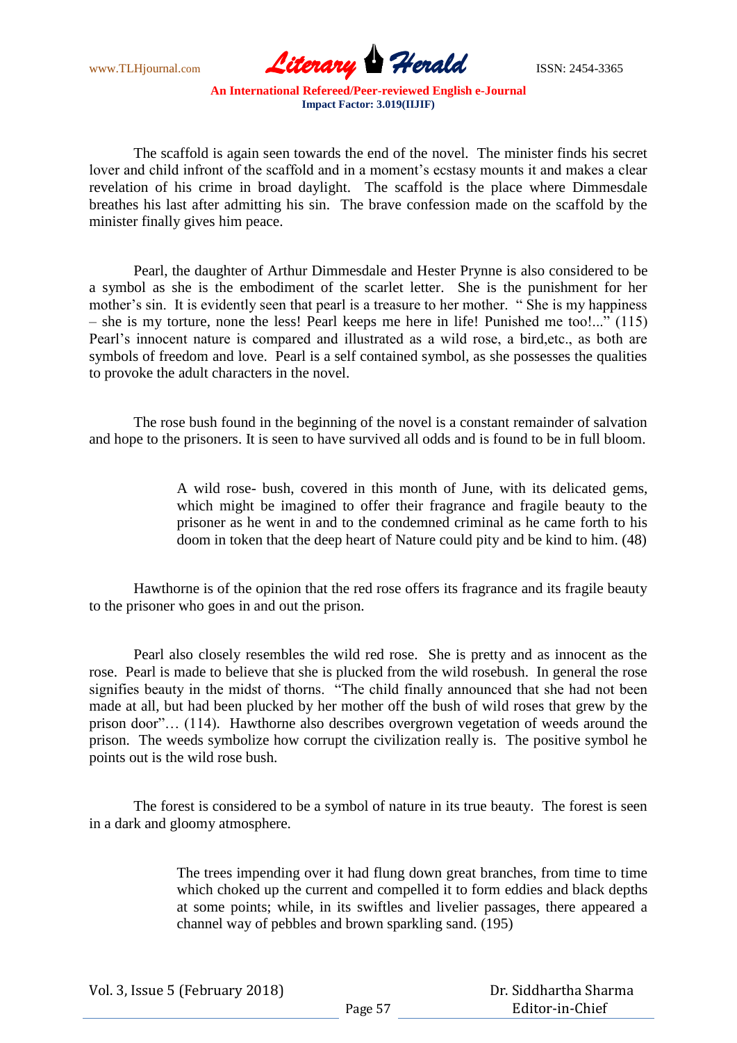The scaffold is again seen towards the end of the novel. The minister finds his secret lover and child infront of the scaffold and in a moment's ecstasy mounts it and makes a clear revelation of his crime in broad daylight. The scaffold is the place where Dimmesdale breathes his last after admitting his sin. The brave confession made on the scaffold by the minister finally gives him peace.

Pearl, the daughter of Arthur Dimmesdale and Hester Prynne is also considered to be a symbol as she is the embodiment of the scarlet letter. She is the punishment for her mother's sin. It is evidently seen that pearl is a treasure to her mother. " She is my happiness – she is my torture, none the less! Pearl keeps me here in life! Punished me too!..." (115) Pearl's innocent nature is compared and illustrated as a wild rose, a bird,etc., as both are symbols of freedom and love. Pearl is a self contained symbol, as she possesses the qualities to provoke the adult characters in the novel.

The rose bush found in the beginning of the novel is a constant remainder of salvation and hope to the prisoners. It is seen to have survived all odds and is found to be in full bloom.

> A wild rose- bush, covered in this month of June, with its delicated gems, which might be imagined to offer their fragrance and fragile beauty to the prisoner as he went in and to the condemned criminal as he came forth to his doom in token that the deep heart of Nature could pity and be kind to him. (48)

Hawthorne is of the opinion that the red rose offers its fragrance and its fragile beauty to the prisoner who goes in and out the prison.

Pearl also closely resembles the wild red rose. She is pretty and as innocent as the rose. Pearl is made to believe that she is plucked from the wild rosebush. In general the rose signifies beauty in the midst of thorns. "The child finally announced that she had not been made at all, but had been plucked by her mother off the bush of wild roses that grew by the prison door"… (114). Hawthorne also describes overgrown vegetation of weeds around the prison. The weeds symbolize how corrupt the civilization really is. The positive symbol he points out is the wild rose bush.

The forest is considered to be a symbol of nature in its true beauty. The forest is seen in a dark and gloomy atmosphere.

> The trees impending over it had flung down great branches, from time to time which choked up the current and compelled it to form eddies and black depths at some points; while, in its swiftles and livelier passages, there appeared a channel way of pebbles and brown sparkling sand. (195)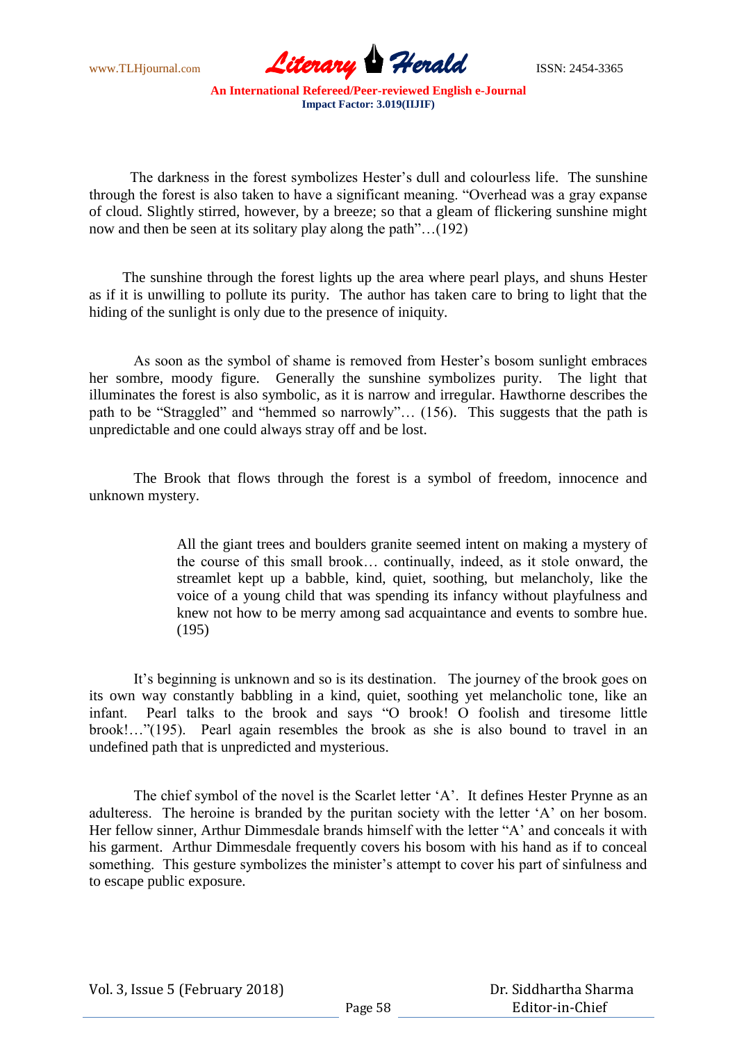The darkness in the forest symbolizes Hester's dull and colourless life. The sunshine through the forest is also taken to have a significant meaning. "Overhead was a gray expanse of cloud. Slightly stirred, however, by a breeze; so that a gleam of flickering sunshine might now and then be seen at its solitary play along the path"…(192)

The sunshine through the forest lights up the area where pearl plays, and shuns Hester as if it is unwilling to pollute its purity. The author has taken care to bring to light that the hiding of the sunlight is only due to the presence of iniquity.

As soon as the symbol of shame is removed from Hester's bosom sunlight embraces her sombre, moody figure. Generally the sunshine symbolizes purity. The light that illuminates the forest is also symbolic, as it is narrow and irregular. Hawthorne describes the path to be "Straggled" and "hemmed so narrowly"… (156). This suggests that the path is unpredictable and one could always stray off and be lost.

The Brook that flows through the forest is a symbol of freedom, innocence and unknown mystery.

> All the giant trees and boulders granite seemed intent on making a mystery of the course of this small brook… continually, indeed, as it stole onward, the streamlet kept up a babble, kind, quiet, soothing, but melancholy, like the voice of a young child that was spending its infancy without playfulness and knew not how to be merry among sad acquaintance and events to sombre hue. (195)

It's beginning is unknown and so is its destination. The journey of the brook goes on its own way constantly babbling in a kind, quiet, soothing yet melancholic tone, like an infant. Pearl talks to the brook and says "O brook! O foolish and tiresome little brook!…"(195). Pearl again resembles the brook as she is also bound to travel in an undefined path that is unpredicted and mysterious.

The chief symbol of the novel is the Scarlet letter 'A'. It defines Hester Prynne as an adulteress. The heroine is branded by the puritan society with the letter 'A' on her bosom. Her fellow sinner, Arthur Dimmesdale brands himself with the letter "A' and conceals it with his garment. Arthur Dimmesdale frequently covers his bosom with his hand as if to conceal something. This gesture symbolizes the minister's attempt to cover his part of sinfulness and to escape public exposure.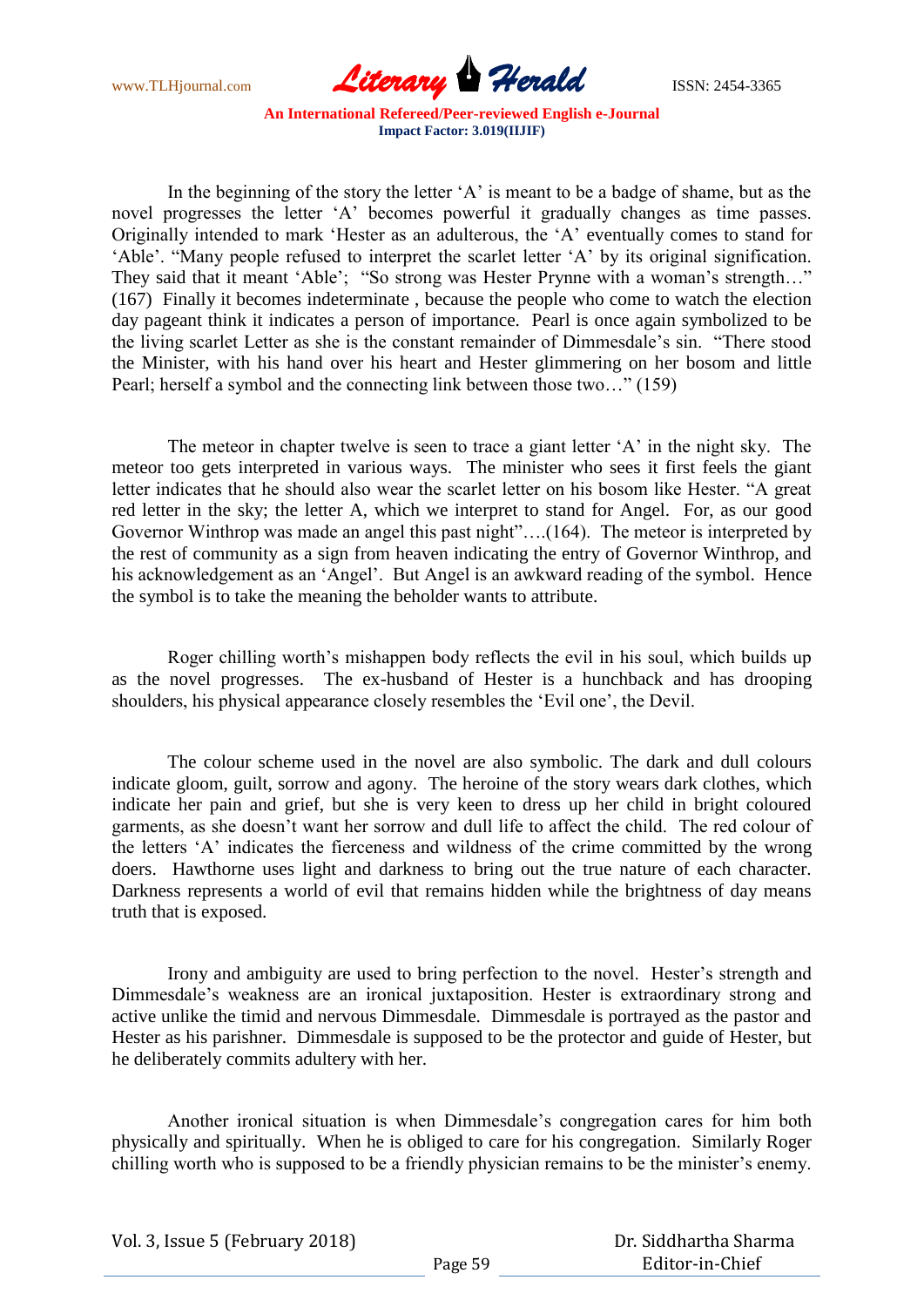In the beginning of the story the letter 'A' is meant to be a badge of shame, but as the novel progresses the letter 'A' becomes powerful it gradually changes as time passes. Originally intended to mark 'Hester as an adulterous, the 'A' eventually comes to stand for 'Able'. "Many people refused to interpret the scarlet letter 'A' by its original signification. They said that it meant 'Able'; "So strong was Hester Prynne with a woman's strength…" (167) Finally it becomes indeterminate , because the people who come to watch the election day pageant think it indicates a person of importance. Pearl is once again symbolized to be the living scarlet Letter as she is the constant remainder of Dimmesdale's sin. "There stood the Minister, with his hand over his heart and Hester glimmering on her bosom and little Pearl; herself a symbol and the connecting link between those two…" (159)

The meteor in chapter twelve is seen to trace a giant letter 'A' in the night sky. The meteor too gets interpreted in various ways. The minister who sees it first feels the giant letter indicates that he should also wear the scarlet letter on his bosom like Hester. "A great red letter in the sky; the letter A, which we interpret to stand for Angel. For, as our good Governor Winthrop was made an angel this past night"….(164). The meteor is interpreted by the rest of community as a sign from heaven indicating the entry of Governor Winthrop, and his acknowledgement as an 'Angel'. But Angel is an awkward reading of the symbol. Hence the symbol is to take the meaning the beholder wants to attribute.

Roger chilling worth's mishappen body reflects the evil in his soul, which builds up as the novel progresses. The ex-husband of Hester is a hunchback and has drooping shoulders, his physical appearance closely resembles the 'Evil one', the Devil.

The colour scheme used in the novel are also symbolic. The dark and dull colours indicate gloom, guilt, sorrow and agony. The heroine of the story wears dark clothes, which indicate her pain and grief, but she is very keen to dress up her child in bright coloured garments, as she doesn't want her sorrow and dull life to affect the child. The red colour of the letters 'A' indicates the fierceness and wildness of the crime committed by the wrong doers. Hawthorne uses light and darkness to bring out the true nature of each character. Darkness represents a world of evil that remains hidden while the brightness of day means truth that is exposed.

Irony and ambiguity are used to bring perfection to the novel. Hester's strength and Dimmesdale's weakness are an ironical juxtaposition. Hester is extraordinary strong and active unlike the timid and nervous Dimmesdale. Dimmesdale is portrayed as the pastor and Hester as his parishner. Dimmesdale is supposed to be the protector and guide of Hester, but he deliberately commits adultery with her.

Another ironical situation is when Dimmesdale's congregation cares for him both physically and spiritually. When he is obliged to care for his congregation. Similarly Roger chilling worth who is supposed to be a friendly physician remains to be the minister's enemy.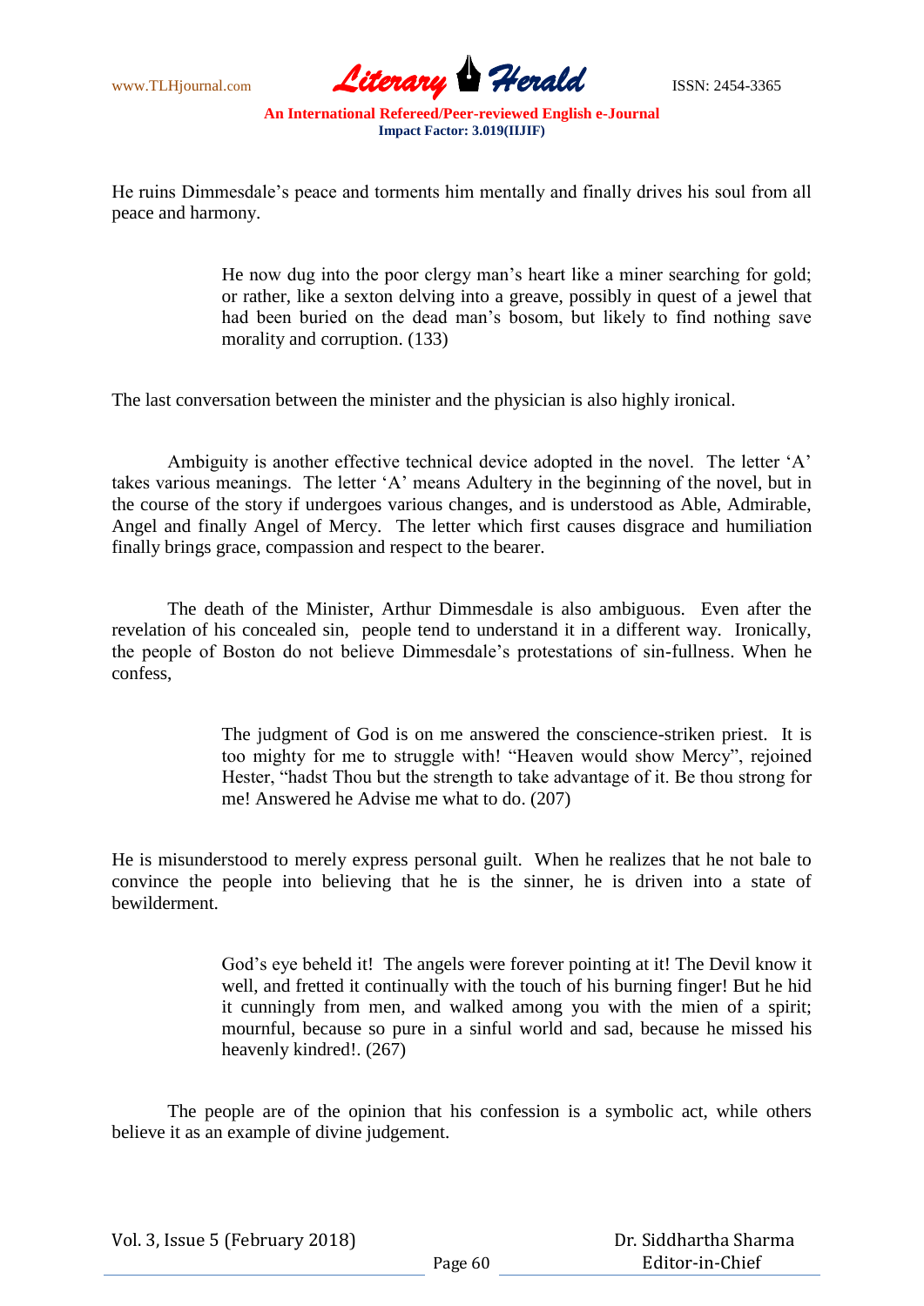He ruins Dimmesdale's peace and torments him mentally and finally drives his soul from all peace and harmony.

> He now dug into the poor clergy man's heart like a miner searching for gold; or rather, like a sexton delving into a greave, possibly in quest of a jewel that had been buried on the dead man's bosom, but likely to find nothing save morality and corruption. (133)

The last conversation between the minister and the physician is also highly ironical.

Ambiguity is another effective technical device adopted in the novel. The letter 'A' takes various meanings. The letter 'A' means Adultery in the beginning of the novel, but in the course of the story if undergoes various changes, and is understood as Able, Admirable, Angel and finally Angel of Mercy. The letter which first causes disgrace and humiliation finally brings grace, compassion and respect to the bearer.

The death of the Minister, Arthur Dimmesdale is also ambiguous. Even after the revelation of his concealed sin, people tend to understand it in a different way. Ironically, the people of Boston do not believe Dimmesdale's protestations of sin-fullness. When he confess,

> The judgment of God is on me answered the conscience-striken priest. It is too mighty for me to struggle with! "Heaven would show Mercy", rejoined Hester, "hadst Thou but the strength to take advantage of it. Be thou strong for me! Answered he Advise me what to do. (207)

He is misunderstood to merely express personal guilt. When he realizes that he not bale to convince the people into believing that he is the sinner, he is driven into a state of bewilderment.

> God's eye beheld it! The angels were forever pointing at it! The Devil know it well, and fretted it continually with the touch of his burning finger! But he hid it cunningly from men, and walked among you with the mien of a spirit; mournful, because so pure in a sinful world and sad, because he missed his heavenly kindred!. (267)

The people are of the opinion that his confession is a symbolic act, while others believe it as an example of divine judgement.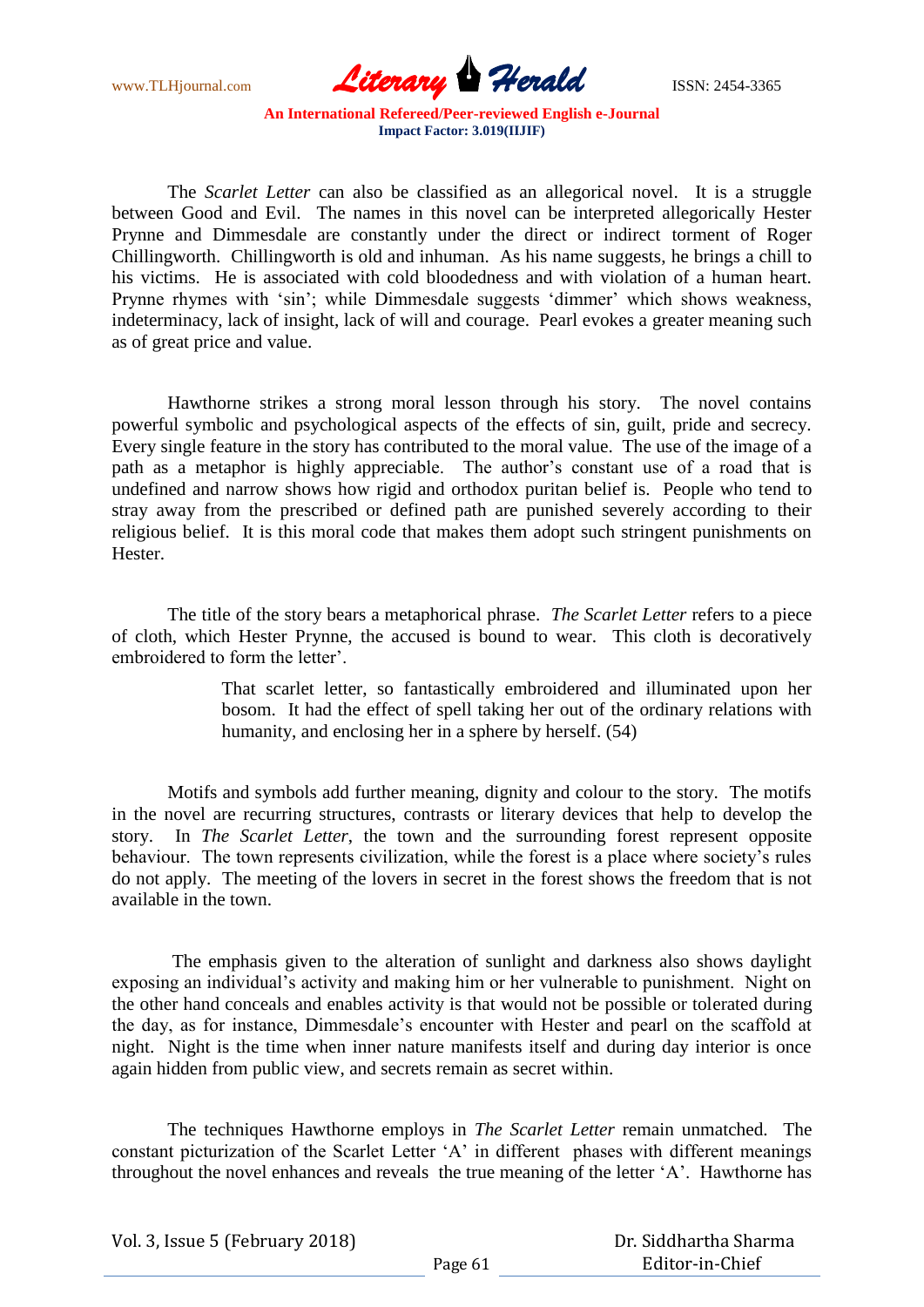The *Scarlet Letter* can also be classified as an allegorical novel. It is a struggle between Good and Evil. The names in this novel can be interpreted allegorically Hester Prynne and Dimmesdale are constantly under the direct or indirect torment of Roger Chillingworth. Chillingworth is old and inhuman. As his name suggests, he brings a chill to his victims. He is associated with cold bloodedness and with violation of a human heart. Prynne rhymes with 'sin'; while Dimmesdale suggests 'dimmer' which shows weakness, indeterminacy, lack of insight, lack of will and courage. Pearl evokes a greater meaning such as of great price and value.

Hawthorne strikes a strong moral lesson through his story. The novel contains powerful symbolic and psychological aspects of the effects of sin, guilt, pride and secrecy. Every single feature in the story has contributed to the moral value. The use of the image of a path as a metaphor is highly appreciable. The author's constant use of a road that is undefined and narrow shows how rigid and orthodox puritan belief is. People who tend to stray away from the prescribed or defined path are punished severely according to their religious belief. It is this moral code that makes them adopt such stringent punishments on Hester.

The title of the story bears a metaphorical phrase. *The Scarlet Letter* refers to a piece of cloth, which Hester Prynne, the accused is bound to wear. This cloth is decoratively embroidered to form the letter'.

> That scarlet letter, so fantastically embroidered and illuminated upon her bosom. It had the effect of spell taking her out of the ordinary relations with humanity, and enclosing her in a sphere by herself. (54)

Motifs and symbols add further meaning, dignity and colour to the story. The motifs in the novel are recurring structures, contrasts or literary devices that help to develop the story. In *The Scarlet Letter*, the town and the surrounding forest represent opposite behaviour. The town represents civilization, while the forest is a place where society's rules do not apply. The meeting of the lovers in secret in the forest shows the freedom that is not available in the town.

The emphasis given to the alteration of sunlight and darkness also shows daylight exposing an individual's activity and making him or her vulnerable to punishment. Night on the other hand conceals and enables activity is that would not be possible or tolerated during the day, as for instance, Dimmesdale's encounter with Hester and pearl on the scaffold at night. Night is the time when inner nature manifests itself and during day interior is once again hidden from public view, and secrets remain as secret within.

The techniques Hawthorne employs in *The Scarlet Letter* remain unmatched. The constant picturization of the Scarlet Letter 'A' in different phases with different meanings throughout the novel enhances and reveals the true meaning of the letter 'A'. Hawthorne has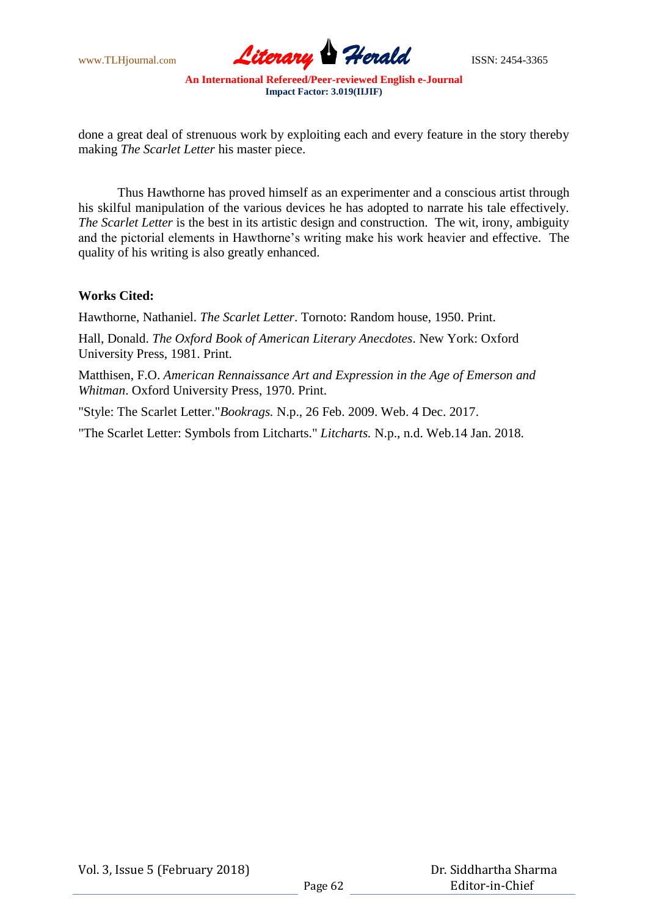done a great deal of strenuous work by exploiting each and every feature in the story thereby making *The Scarlet Letter* his master piece.

Thus Hawthorne has proved himself as an experimenter and a conscious artist through his skilful manipulation of the various devices he has adopted to narrate his tale effectively. *The Scarlet Letter* is the best in its artistic design and construction. The wit, irony, ambiguity and the pictorial elements in Hawthorne's writing make his work heavier and effective. The quality of his writing is also greatly enhanced.

**Works Cited:**

Hawthorne, Nathaniel. *The Scarlet Letter*. Tornoto: Random house, 1950. Print.

Hall, Donald. *The Oxford Book of American Literary Anecdotes*. New York: Oxford University Press, 1981. Print.

Matthisen, F.O. *American Rennaissance Art and Expression in the Age of Emerson and Whitman*. Oxford University Press, 1970. Print.

"Style: The Scarlet Letter."*Bookrags.* N.p., 26 Feb. 2009. Web. 4 Dec. 2017.

"The Scarlet Letter: Symbols from Litcharts." *Litcharts.* N.p., n.d. Web.14 Jan. 2018.